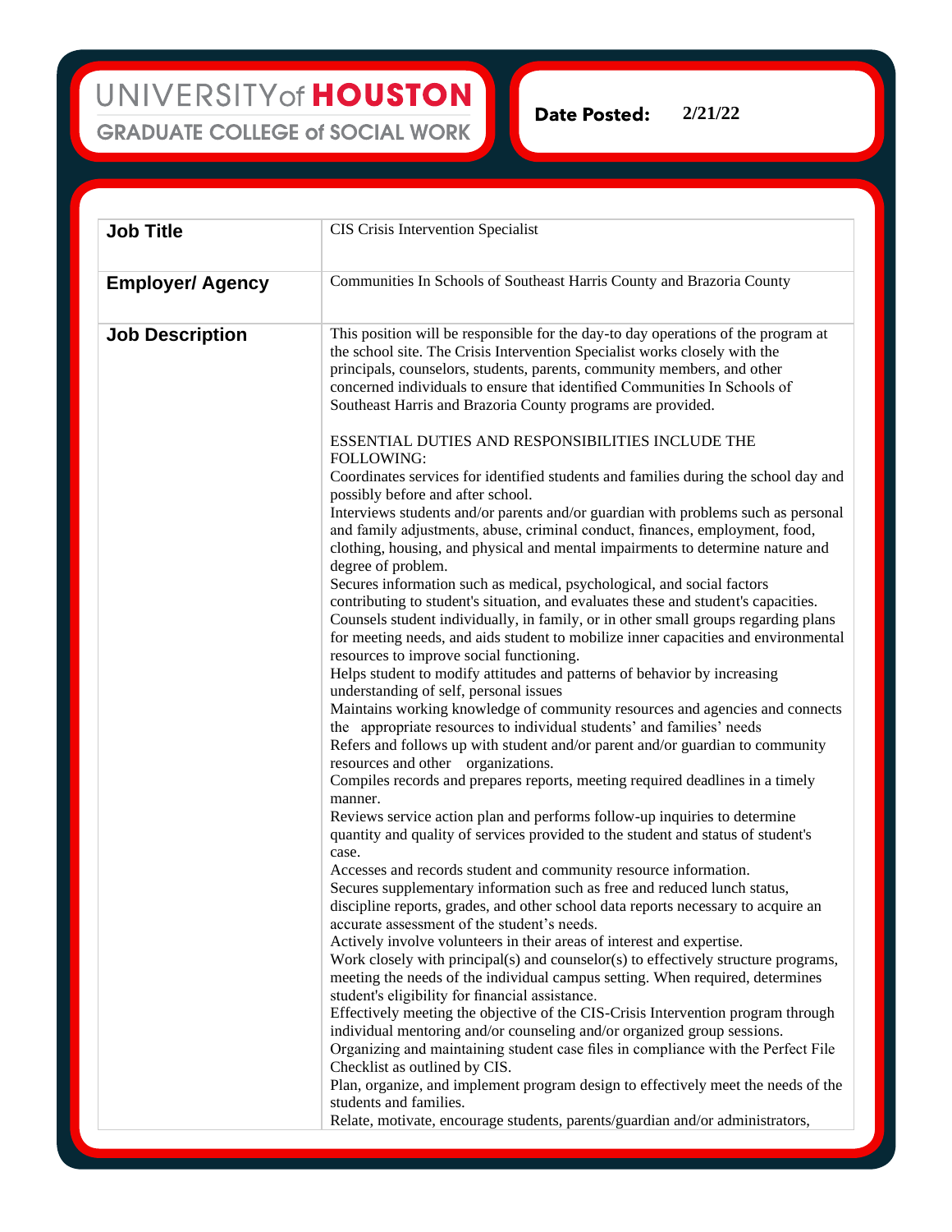UNIVERSITY of HOUSTON
GRADUATE COLLEGE of SOCIAL WORK

**Date Posted:** 2/21/22

| | |
|---|---|
| **Job Title** | CIS Crisis Intervention Specialist |
| **Employer/ Agency** | Communities In Schools of Southeast Harris County and Brazoria County |
| **Job Description** | This position will be responsible for the day-to day operations of the program at the school site. The Crisis Intervention Specialist works closely with the principals, counselors, students, parents, community members, and other concerned individuals to ensure that identified Communities In Schools of Southeast Harris and Brazoria County programs are provided.<br><br>ESSENTIAL DUTIES AND RESPONSIBILITIES INCLUDE THE FOLLOWING:<br>Coordinates services for identified students and families during the school day and possibly before and after school.<br>Interviews students and/or parents and/or guardian with problems such as personal and family adjustments, abuse, criminal conduct, finances, employment, food, clothing, housing, and physical and mental impairments to determine nature and degree of problem.<br>Secures information such as medical, psychological, and social factors contributing to student's situation, and evaluates these and student's capacities.<br>Counsels student individually, in family, or in other small groups regarding plans for meeting needs, and aids student to mobilize inner capacities and environmental resources to improve social functioning.<br>Helps student to modify attitudes and patterns of behavior by increasing understanding of self, personal issues<br>Maintains working knowledge of community resources and agencies and connects the appropriate resources to individual students' and families' needs<br>Refers and follows up with student and/or parent and/or guardian to community resources and other organizations.<br>Compiles records and prepares reports, meeting required deadlines in a timely manner.<br>Reviews service action plan and performs follow-up inquiries to determine quantity and quality of services provided to the student and status of student's case.<br>Accesses and records student and community resource information.<br>Secures supplementary information such as free and reduced lunch status, discipline reports, grades, and other school data reports necessary to acquire an accurate assessment of the student's needs.<br>Actively involve volunteers in their areas of interest and expertise.<br>Work closely with principal(s) and counselor(s) to effectively structure programs, meeting the needs of the individual campus setting. When required, determines student's eligibility for financial assistance.<br>Effectively meeting the objective of the CIS-Crisis Intervention program through individual mentoring and/or counseling and/or organized group sessions.<br>Organizing and maintaining student case files in compliance with the Perfect File Checklist as outlined by CIS.<br>Plan, organize, and implement program design to effectively meet the needs of the students and families.<br>Relate, motivate, encourage students, parents/guardian and/or administrators, |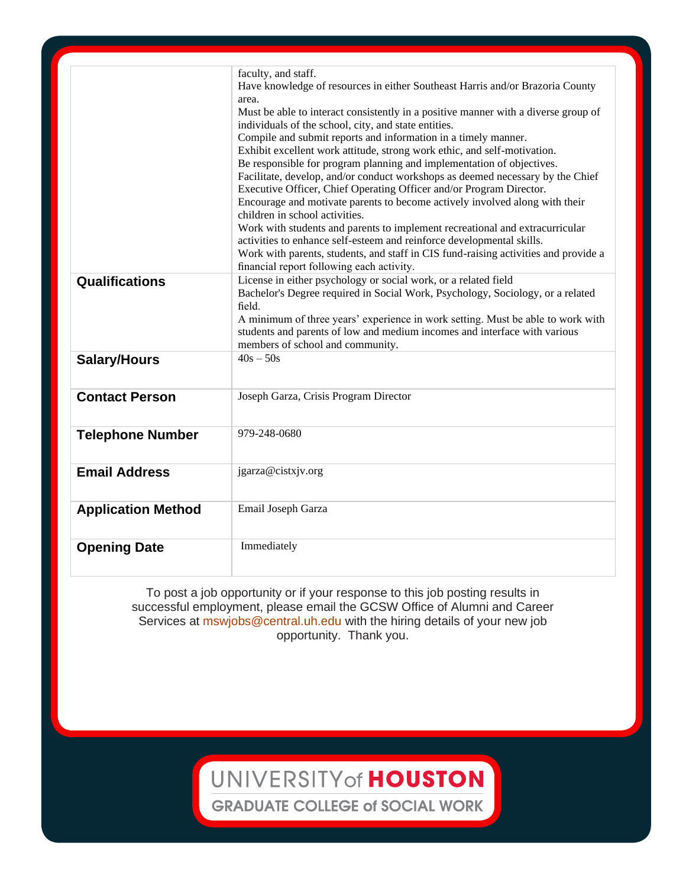| | |
|---|---|
| | faculty, and staff.<br>Have knowledge of resources in either Southeast Harris and/or Brazoria County area.<br>Must be able to interact consistently in a positive manner with a diverse group of individuals of the school, city, and state entities.<br>Compile and submit reports and information in a timely manner.<br>Exhibit excellent work attitude, strong work ethic, and self-motivation.<br>Be responsible for program planning and implementation of objectives.<br>Facilitate, develop, and/or conduct workshops as deemed necessary by the Chief Executive Officer, Chief Operating Officer and/or Program Director.<br>Encourage and motivate parents to become actively involved along with their children in school activities.<br>Work with students and parents to implement recreational and extracurricular activities to enhance self-esteem and reinforce developmental skills.<br>Work with parents, students, and staff in CIS fund-raising activities and provide a financial report following each activity. |
| **Qualifications** | License in either psychology or social work, or a related field<br>Bachelor's Degree required in Social Work, Psychology, Sociology, or a related field.<br>A minimum of three years' experience in work setting. Must be able to work with students and parents of low and medium incomes and interface with various members of school and community. |
| **Salary/Hours** | 40s – 50s |
| **Contact Person** | Joseph Garza, Crisis Program Director |
| **Telephone Number** | 979-248-0680 |
| **Email Address** | jgarza@cistxjv.org |
| **Application Method** | Email Joseph Garza |
| **Opening Date** | Immediately |

To post a job opportunity or if your response to this job posting results in successful employment, please email the GCSW Office of Alumni and Career Services at mswjobs@central.uh.edu with the hiring details of your new job opportunity. Thank you.

UNIVERSITY of HOUSTON
GRADUATE COLLEGE of SOCIAL WORK